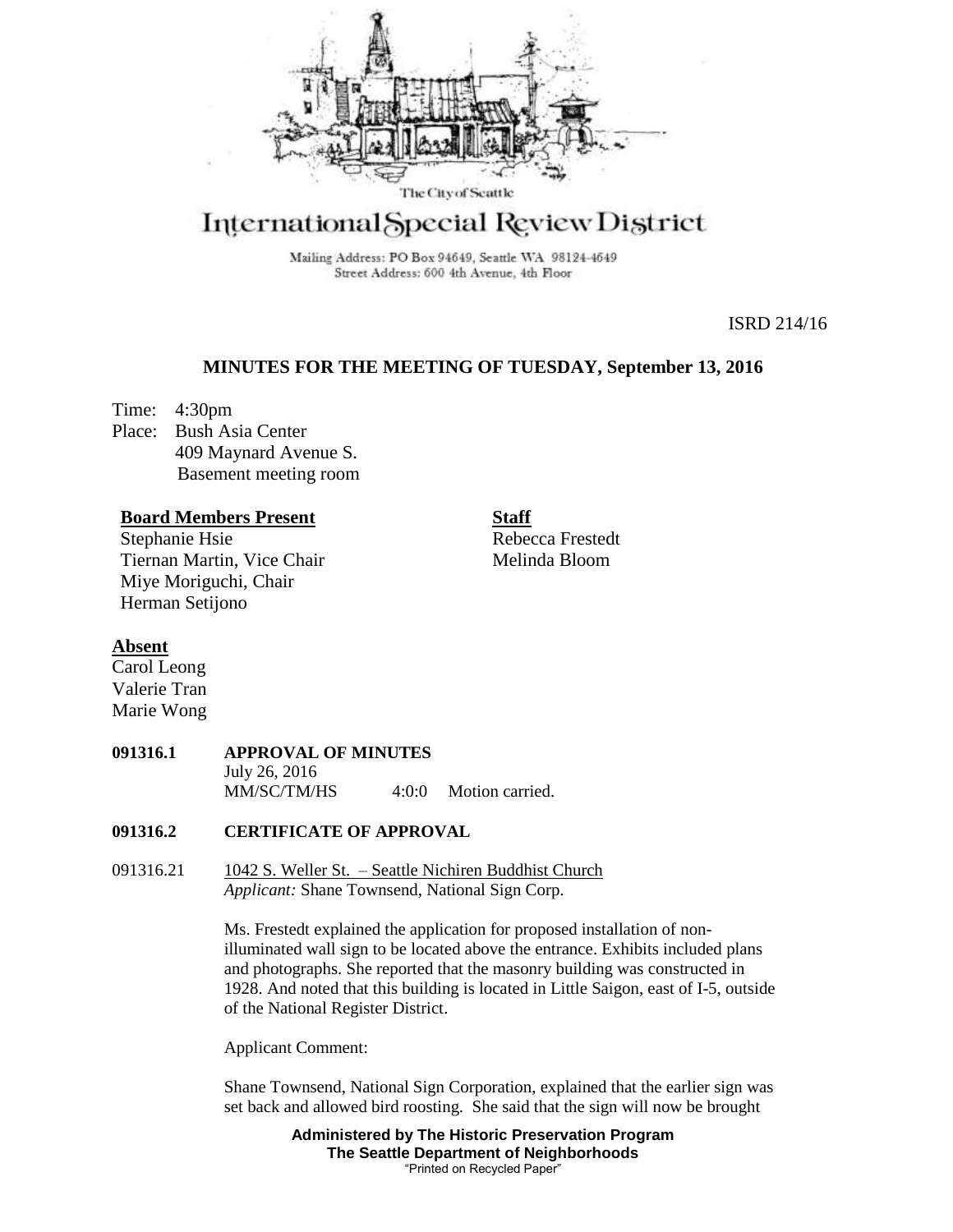The City of Seattle

# International Special Review District

Mailing Address: PO Box 94649, Seattle WA 98124-4649
Street Address: 600 4th Avenue, 4th Floor

ISRD 214/16

## MINUTES FOR THE MEETING OF TUESDAY, September 13, 2016

Time: 4:30pm
Place: Bush Asia Center
409 Maynard Avenue S.
Basement meeting room

**Board Members Present**
Stephanie Hsie
Tiernan Martin, Vice Chair
Miye Moriguchi, Chair
Herman Setijono

**Staff**
Rebecca Frestedt
Melinda Bloom

**Absent**
Carol Leong
Valerie Tran
Marie Wong

**091316.1 APPROVAL OF MINUTES**
July 26, 2016
MM/SC/TM/HS 4:0:0 Motion carried.

**091316.2 CERTIFICATE OF APPROVAL**

091316.21 1042 S. Weller St. – Seattle Nichiren Buddhist Church
*Applicant:* Shane Townsend, National Sign Corp.

Ms. Frestedt explained the application for proposed installation of non-illuminated wall sign to be located above the entrance. Exhibits included plans and photographs. She reported that the masonry building was constructed in 1928. And noted that this building is located in Little Saigon, east of I-5, outside of the National Register District.

Applicant Comment:

Shane Townsend, National Sign Corporation, explained that the earlier sign was set back and allowed bird roosting. She said that the sign will now be brought

**Administered by The Historic Preservation Program**
**The Seattle Department of Neighborhoods**
"Printed on Recycled Paper"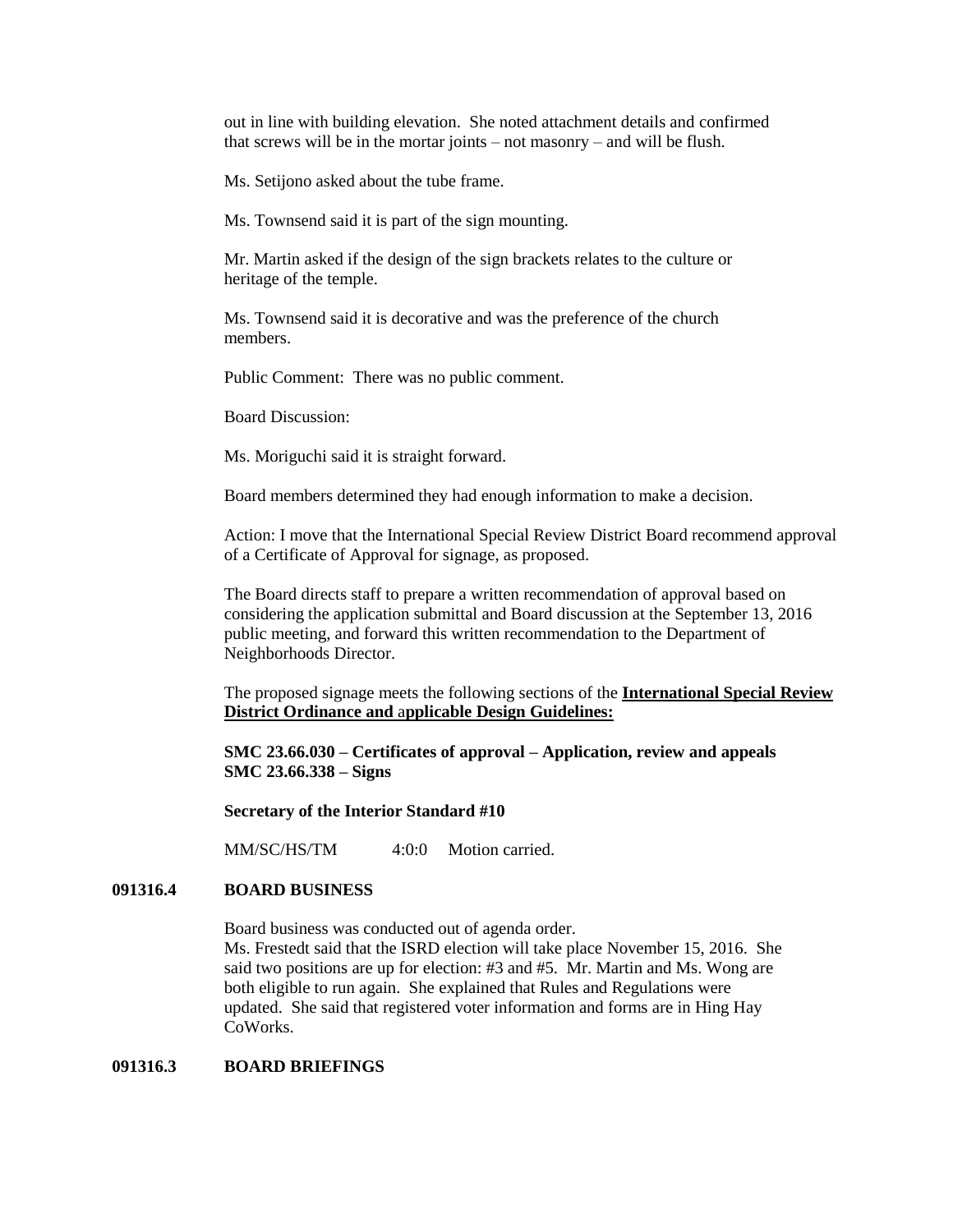out in line with building elevation. She noted attachment details and confirmed that screws will be in the mortar joints – not masonry – and will be flush.

Ms. Setijono asked about the tube frame.

Ms. Townsend said it is part of the sign mounting.

Mr. Martin asked if the design of the sign brackets relates to the culture or heritage of the temple.

Ms. Townsend said it is decorative and was the preference of the church members.

Public Comment: There was no public comment.

Board Discussion:

Ms. Moriguchi said it is straight forward.

Board members determined they had enough information to make a decision.

Action: I move that the International Special Review District Board recommend approval of a Certificate of Approval for signage, as proposed.

The Board directs staff to prepare a written recommendation of approval based on considering the application submittal and Board discussion at the September 13, 2016 public meeting, and forward this written recommendation to the Department of Neighborhoods Director.

The proposed signage meets the following sections of the **International Special Review District Ordinance and applicable Design Guidelines:**

**SMC 23.66.030 – Certificates of approval – Application, review and appeals**
**SMC 23.66.338 – Signs**

**Secretary of the Interior Standard #10**

MM/SC/HS/TM 4:0:0 Motion carried.

**091316.4 BOARD BUSINESS**

Board business was conducted out of agenda order.
Ms. Frestedt said that the ISRD election will take place November 15, 2016. She said two positions are up for election: #3 and #5. Mr. Martin and Ms. Wong are both eligible to run again. She explained that Rules and Regulations were updated. She said that registered voter information and forms are in Hing Hay CoWorks.

**091316.3 BOARD BRIEFINGS**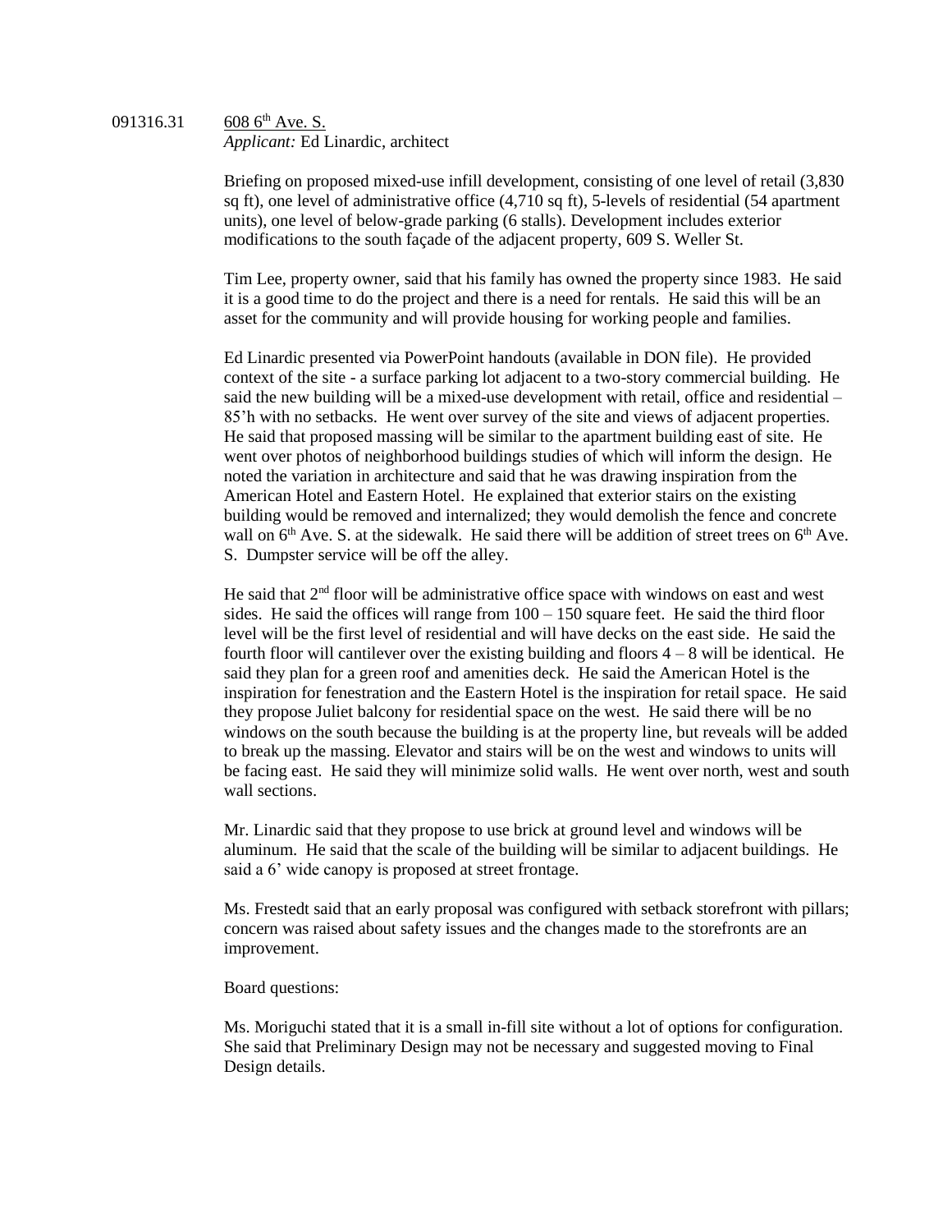091316.31 608 6th Ave. S.
*Applicant:* Ed Linardic, architect

Briefing on proposed mixed-use infill development, consisting of one level of retail (3,830 sq ft), one level of administrative office (4,710 sq ft), 5-levels of residential (54 apartment units), one level of below-grade parking (6 stalls). Development includes exterior modifications to the south façade of the adjacent property, 609 S. Weller St.

Tim Lee, property owner, said that his family has owned the property since 1983. He said it is a good time to do the project and there is a need for rentals. He said this will be an asset for the community and will provide housing for working people and families.

Ed Linardic presented via PowerPoint handouts (available in DON file). He provided context of the site - a surface parking lot adjacent to a two-story commercial building. He said the new building will be a mixed-use development with retail, office and residential – 85'h with no setbacks. He went over survey of the site and views of adjacent properties. He said that proposed massing will be similar to the apartment building east of site. He went over photos of neighborhood buildings studies of which will inform the design. He noted the variation in architecture and said that he was drawing inspiration from the American Hotel and Eastern Hotel. He explained that exterior stairs on the existing building would be removed and internalized; they would demolish the fence and concrete wall on 6th Ave. S. at the sidewalk. He said there will be addition of street trees on 6th Ave. S. Dumpster service will be off the alley.

He said that 2nd floor will be administrative office space with windows on east and west sides. He said the offices will range from 100 – 150 square feet. He said the third floor level will be the first level of residential and will have decks on the east side. He said the fourth floor will cantilever over the existing building and floors 4 – 8 will be identical. He said they plan for a green roof and amenities deck. He said the American Hotel is the inspiration for fenestration and the Eastern Hotel is the inspiration for retail space. He said they propose Juliet balcony for residential space on the west. He said there will be no windows on the south because the building is at the property line, but reveals will be added to break up the massing. Elevator and stairs will be on the west and windows to units will be facing east. He said they will minimize solid walls. He went over north, west and south wall sections.

Mr. Linardic said that they propose to use brick at ground level and windows will be aluminum. He said that the scale of the building will be similar to adjacent buildings. He said a 6' wide canopy is proposed at street frontage.

Ms. Frestedt said that an early proposal was configured with setback storefront with pillars; concern was raised about safety issues and the changes made to the storefronts are an improvement.

Board questions:

Ms. Moriguchi stated that it is a small in-fill site without a lot of options for configuration. She said that Preliminary Design may not be necessary and suggested moving to Final Design details.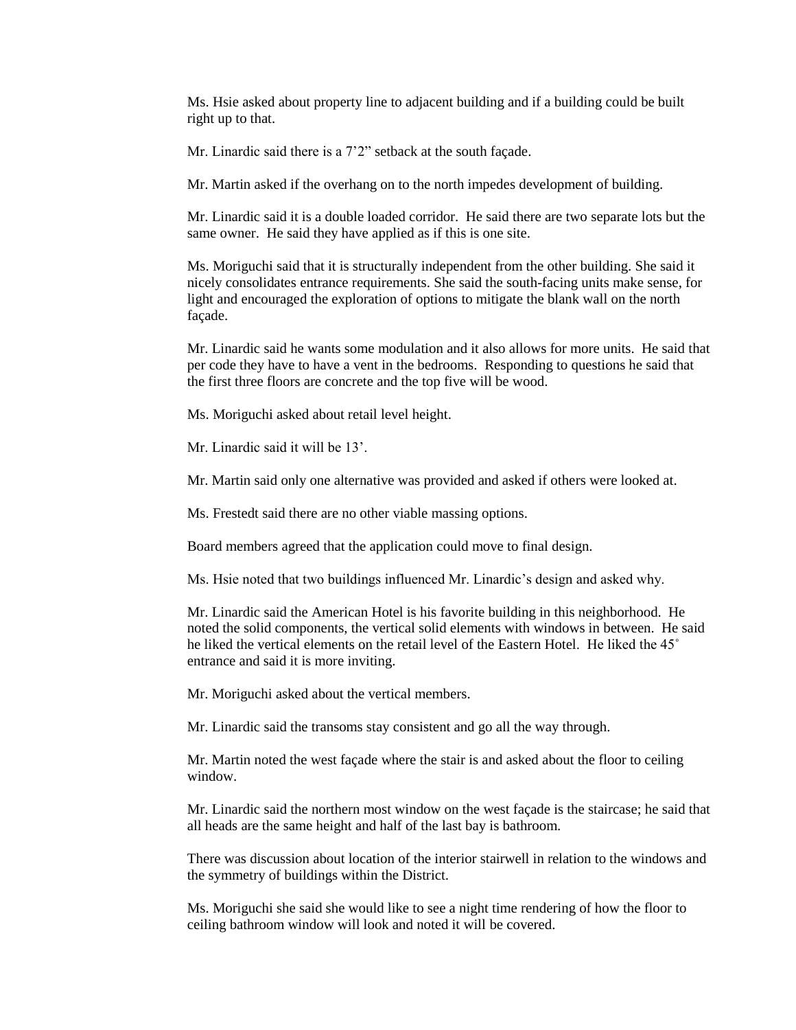Ms. Hsie asked about property line to adjacent building and if a building could be built right up to that.

Mr. Linardic said there is a 7'2" setback at the south façade.

Mr. Martin asked if the overhang on to the north impedes development of building.

Mr. Linardic said it is a double loaded corridor. He said there are two separate lots but the same owner. He said they have applied as if this is one site.

Ms. Moriguchi said that it is structurally independent from the other building. She said it nicely consolidates entrance requirements. She said the south-facing units make sense, for light and encouraged the exploration of options to mitigate the blank wall on the north façade.

Mr. Linardic said he wants some modulation and it also allows for more units. He said that per code they have to have a vent in the bedrooms. Responding to questions he said that the first three floors are concrete and the top five will be wood.

Ms. Moriguchi asked about retail level height.

Mr. Linardic said it will be 13'.

Mr. Martin said only one alternative was provided and asked if others were looked at.

Ms. Frestedt said there are no other viable massing options.

Board members agreed that the application could move to final design.

Ms. Hsie noted that two buildings influenced Mr. Linardic's design and asked why.

Mr. Linardic said the American Hotel is his favorite building in this neighborhood. He noted the solid components, the vertical solid elements with windows in between. He said he liked the vertical elements on the retail level of the Eastern Hotel. He liked the 45˚ entrance and said it is more inviting.

Mr. Moriguchi asked about the vertical members.

Mr. Linardic said the transoms stay consistent and go all the way through.

Mr. Martin noted the west façade where the stair is and asked about the floor to ceiling window.

Mr. Linardic said the northern most window on the west façade is the staircase; he said that all heads are the same height and half of the last bay is bathroom.

There was discussion about location of the interior stairwell in relation to the windows and the symmetry of buildings within the District.

Ms. Moriguchi she said she would like to see a night time rendering of how the floor to ceiling bathroom window will look and noted it will be covered.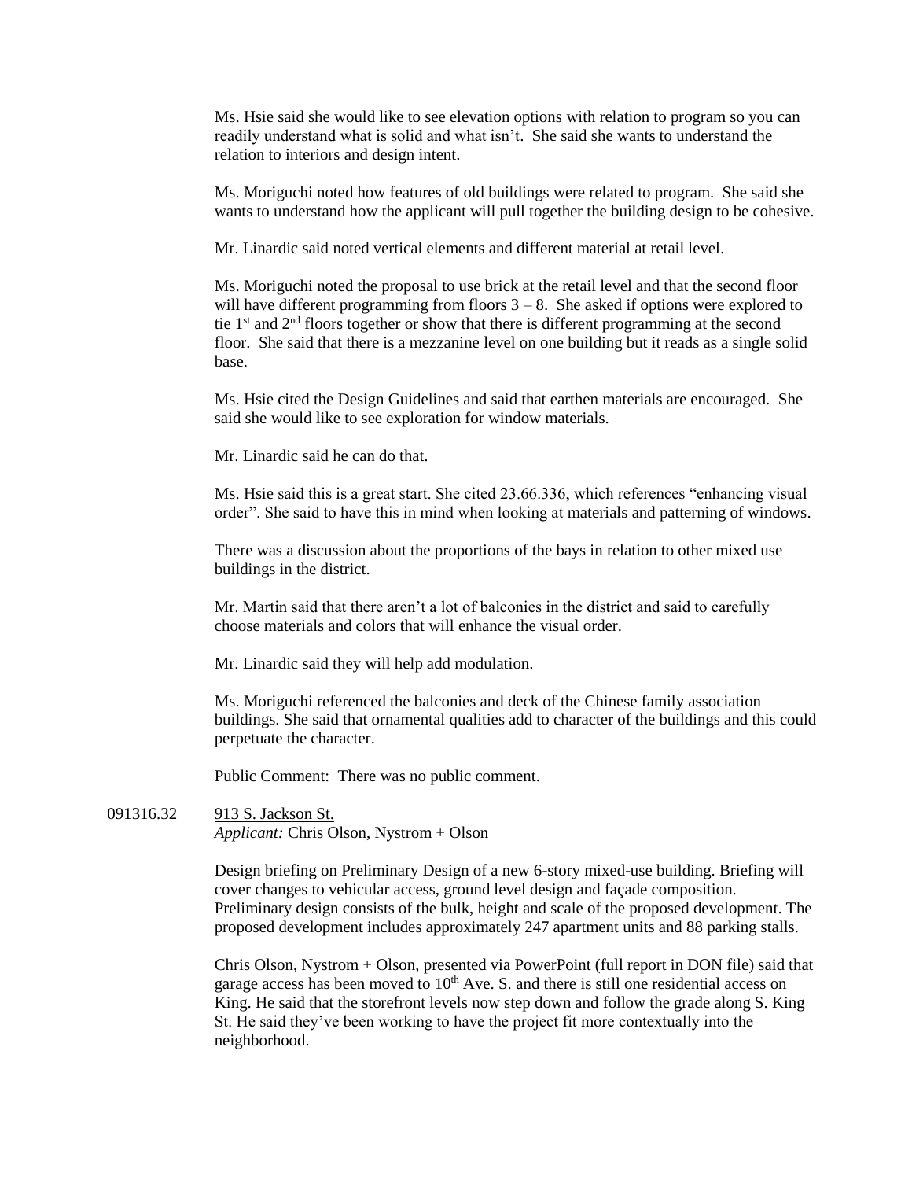Ms. Hsie said she would like to see elevation options with relation to program so you can readily understand what is solid and what isn't. She said she wants to understand the relation to interiors and design intent.

Ms. Moriguchi noted how features of old buildings were related to program. She said she wants to understand how the applicant will pull together the building design to be cohesive.

Mr. Linardic said noted vertical elements and different material at retail level.

Ms. Moriguchi noted the proposal to use brick at the retail level and that the second floor will have different programming from floors 3 – 8. She asked if options were explored to tie 1st and 2nd floors together or show that there is different programming at the second floor. She said that there is a mezzanine level on one building but it reads as a single solid base.

Ms. Hsie cited the Design Guidelines and said that earthen materials are encouraged. She said she would like to see exploration for window materials.

Mr. Linardic said he can do that.

Ms. Hsie said this is a great start. She cited 23.66.336, which references "enhancing visual order". She said to have this in mind when looking at materials and patterning of windows.

There was a discussion about the proportions of the bays in relation to other mixed use buildings in the district.

Mr. Martin said that there aren't a lot of balconies in the district and said to carefully choose materials and colors that will enhance the visual order.

Mr. Linardic said they will help add modulation.

Ms. Moriguchi referenced the balconies and deck of the Chinese family association buildings. She said that ornamental qualities add to character of the buildings and this could perpetuate the character.

Public Comment: There was no public comment.

091316.32 913 S. Jackson St.
*Applicant:* Chris Olson, Nystrom + Olson

Design briefing on Preliminary Design of a new 6-story mixed-use building. Briefing will cover changes to vehicular access, ground level design and façade composition. Preliminary design consists of the bulk, height and scale of the proposed development. The proposed development includes approximately 247 apartment units and 88 parking stalls.

Chris Olson, Nystrom + Olson, presented via PowerPoint (full report in DON file) said that garage access has been moved to 10th Ave. S. and there is still one residential access on King. He said that the storefront levels now step down and follow the grade along S. King St. He said they've been working to have the project fit more contextually into the neighborhood.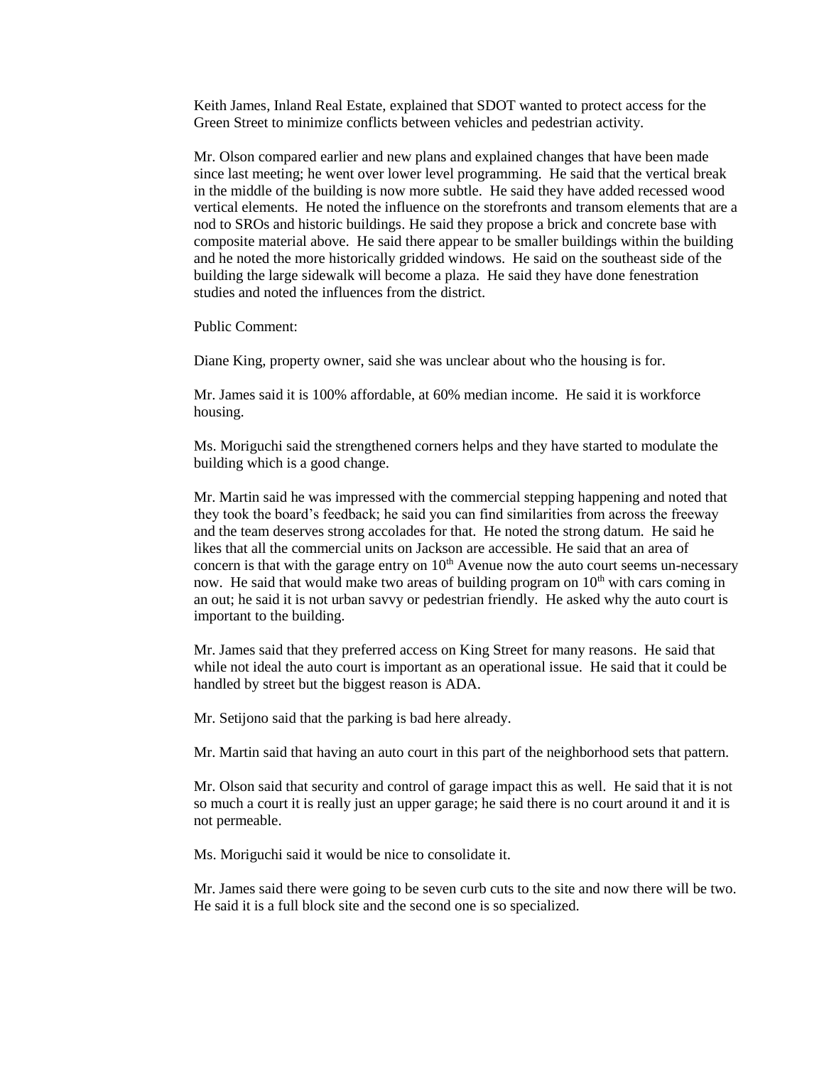Keith James, Inland Real Estate, explained that SDOT wanted to protect access for the Green Street to minimize conflicts between vehicles and pedestrian activity.

Mr. Olson compared earlier and new plans and explained changes that have been made since last meeting; he went over lower level programming. He said that the vertical break in the middle of the building is now more subtle. He said they have added recessed wood vertical elements. He noted the influence on the storefronts and transom elements that are a nod to SROs and historic buildings. He said they propose a brick and concrete base with composite material above. He said there appear to be smaller buildings within the building and he noted the more historically gridded windows. He said on the southeast side of the building the large sidewalk will become a plaza. He said they have done fenestration studies and noted the influences from the district.

Public Comment:

Diane King, property owner, said she was unclear about who the housing is for.

Mr. James said it is 100% affordable, at 60% median income. He said it is workforce housing.

Ms. Moriguchi said the strengthened corners helps and they have started to modulate the building which is a good change.

Mr. Martin said he was impressed with the commercial stepping happening and noted that they took the board's feedback; he said you can find similarities from across the freeway and the team deserves strong accolades for that. He noted the strong datum. He said he likes that all the commercial units on Jackson are accessible. He said that an area of concern is that with the garage entry on 10th Avenue now the auto court seems un-necessary now. He said that would make two areas of building program on 10th with cars coming in an out; he said it is not urban savvy or pedestrian friendly. He asked why the auto court is important to the building.

Mr. James said that they preferred access on King Street for many reasons. He said that while not ideal the auto court is important as an operational issue. He said that it could be handled by street but the biggest reason is ADA.

Mr. Setijono said that the parking is bad here already.

Mr. Martin said that having an auto court in this part of the neighborhood sets that pattern.

Mr. Olson said that security and control of garage impact this as well. He said that it is not so much a court it is really just an upper garage; he said there is no court around it and it is not permeable.

Ms. Moriguchi said it would be nice to consolidate it.

Mr. James said there were going to be seven curb cuts to the site and now there will be two. He said it is a full block site and the second one is so specialized.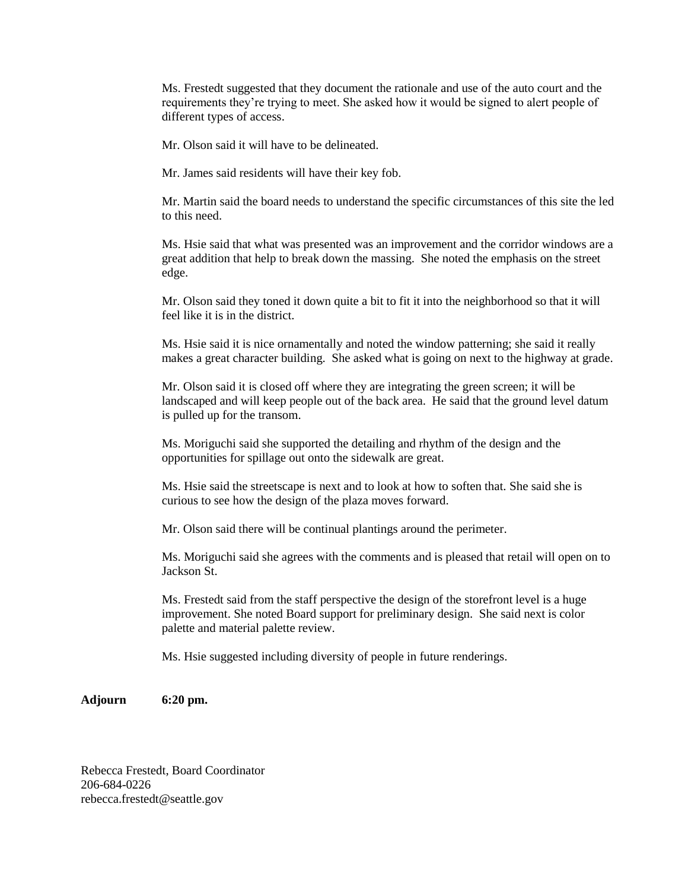Ms. Frestedt suggested that they document the rationale and use of the auto court and the requirements they're trying to meet. She asked how it would be signed to alert people of different types of access.

Mr. Olson said it will have to be delineated.

Mr. James said residents will have their key fob.

Mr. Martin said the board needs to understand the specific circumstances of this site the led to this need.

Ms. Hsie said that what was presented was an improvement and the corridor windows are a great addition that help to break down the massing. She noted the emphasis on the street edge.

Mr. Olson said they toned it down quite a bit to fit it into the neighborhood so that it will feel like it is in the district.

Ms. Hsie said it is nice ornamentally and noted the window patterning; she said it really makes a great character building. She asked what is going on next to the highway at grade.

Mr. Olson said it is closed off where they are integrating the green screen; it will be landscaped and will keep people out of the back area. He said that the ground level datum is pulled up for the transom.

Ms. Moriguchi said she supported the detailing and rhythm of the design and the opportunities for spillage out onto the sidewalk are great.

Ms. Hsie said the streetscape is next and to look at how to soften that. She said she is curious to see how the design of the plaza moves forward.

Mr. Olson said there will be continual plantings around the perimeter.

Ms. Moriguchi said she agrees with the comments and is pleased that retail will open on to Jackson St.

Ms. Frestedt said from the staff perspective the design of the storefront level is a huge improvement. She noted Board support for preliminary design. She said next is color palette and material palette review.

Ms. Hsie suggested including diversity of people in future renderings.

**Adjourn 6:20 pm.**

Rebecca Frestedt, Board Coordinator
206-684-0226
rebecca.frestedt@seattle.gov